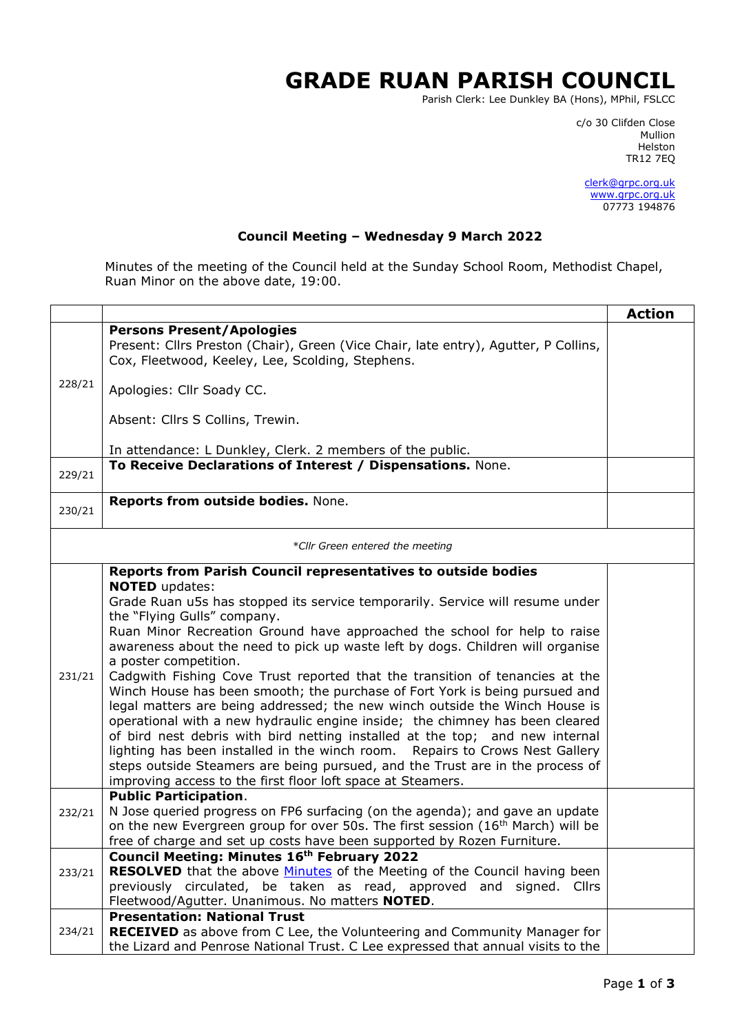# GRADE RUAN PARISH COUNCIL

Parish Clerk: Lee Dunkley BA (Hons), MPhil, FSLCC

c/o 30 Clifden Close
Mullion
Helston
TR12 7EQ

clerk@grpc.org.uk
www.grpc.org.uk
07773 194876

**Council Meeting – Wednesday 9 March 2022**

Minutes of the meeting of the Council held at the Sunday School Room, Methodist Chapel, Ruan Minor on the above date, 19:00.

| | | Action |
|---|---|---|
| 228/21 | **Persons Present/Apologies**<br>Present: Cllrs Preston (Chair), Green (Vice Chair, late entry), Agutter, P Collins, Cox, Fleetwood, Keeley, Lee, Scolding, Stephens.<br><br>Apologies: Cllr Soady CC.<br><br>Absent: Cllrs S Collins, Trewin.<br><br>In attendance: L Dunkley, Clerk. 2 members of the public. | |
| 229/21 | **To Receive Declarations of Interest / Dispensations.** None. | |
| 230/21 | **Reports from outside bodies.** None. | |
| | *\*Cllr Green entered the meeting* | |
| 231/21 | **Reports from Parish Council representatives to outside bodies**<br>**NOTED** updates:<br>Grade Ruan u5s has stopped its service temporarily. Service will resume under the "Flying Gulls" company.<br>Ruan Minor Recreation Ground have approached the school for help to raise awareness about the need to pick up waste left by dogs. Children will organise a poster competition.<br>Cadgwith Fishing Cove Trust reported that the transition of tenancies at the Winch House has been smooth; the purchase of Fort York is being pursued and legal matters are being addressed; the new winch outside the Winch House is operational with a new hydraulic engine inside; the chimney has been cleared of bird nest debris with bird netting installed at the top; and new internal lighting has been installed in the winch room. Repairs to Crows Nest Gallery steps outside Steamers are being pursued, and the Trust are in the process of improving access to the first floor loft space at Steamers. | |
| 232/21 | **Public Participation**.<br>N Jose queried progress on FP6 surfacing (on the agenda); and gave an update on the new Evergreen group for over 50s. The first session (16th March) will be free of charge and set up costs have been supported by Rozen Furniture. | |
| 233/21 | **Council Meeting: Minutes 16th February 2022**<br>**RESOLVED** that the above Minutes of the Meeting of the Council having been previously circulated, be taken as read, approved and signed. Cllrs Fleetwood/Agutter. Unanimous. No matters **NOTED**. | |
| 234/21 | **Presentation: National Trust**<br>**RECEIVED** as above from C Lee, the Volunteering and Community Manager for the Lizard and Penrose National Trust. C Lee expressed that annual visits to the | |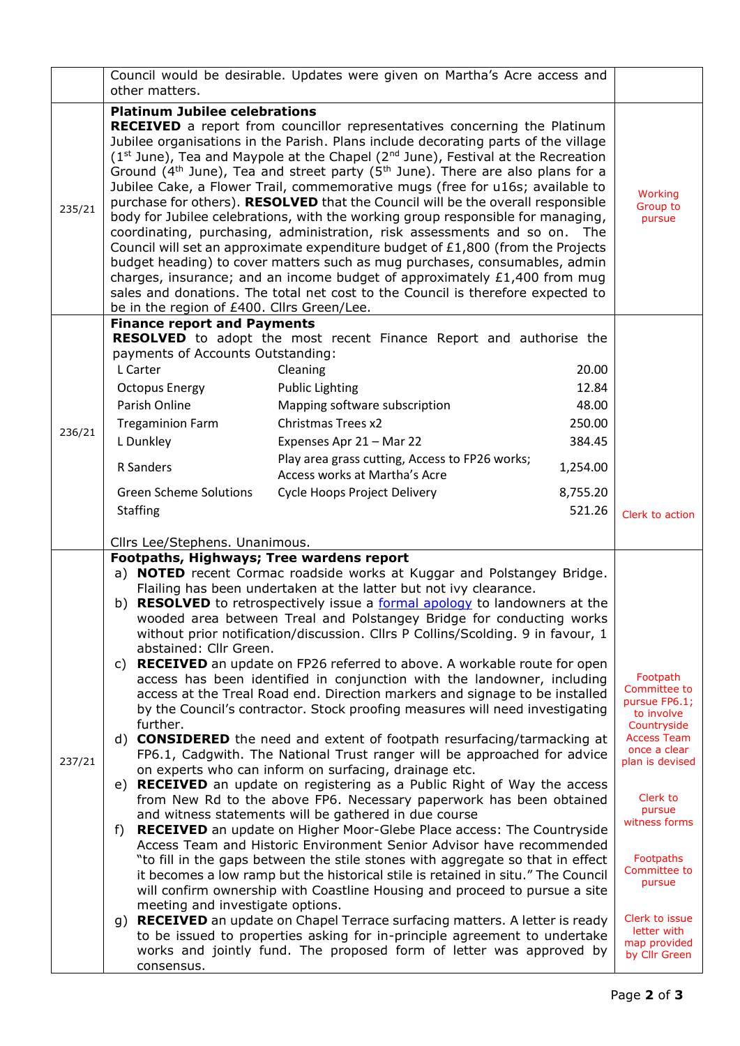| | | |
|---|---|---|
| | Council would be desirable. Updates were given on Martha's Acre access and other matters. | |
| 235/21 | **Platinum Jubilee celebrations**<br>**RECEIVED** a report from councillor representatives concerning the Platinum Jubilee organisations in the Parish. Plans include decorating parts of the village (1st June), Tea and Maypole at the Chapel (2nd June), Festival at the Recreation Ground (4th June), Tea and street party (5th June). There are also plans for a Jubilee Cake, a Flower Trail, commemorative mugs (free for u16s; available to purchase for others). **RESOLVED** that the Council will be the overall responsible body for Jubilee celebrations, with the working group responsible for managing, coordinating, purchasing, administration, risk assessments and so on. The Council will set an approximate expenditure budget of £1,800 (from the Projects budget heading) to cover matters such as mug purchases, consumables, admin charges, insurance; and an income budget of approximately £1,400 from mug sales and donations. The total net cost to the Council is therefore expected to be in the region of £400. Cllrs Green/Lee. | Working Group to pursue |
| 236/21 | **Finance report and Payments**<br>**RESOLVED** to adopt the most recent Finance Report and authorise the payments of Accounts Outstanding:<br>L Carter — Cleaning — 20.00<br>Octopus Energy — Public Lighting — 12.84<br>Parish Online — Mapping software subscription — 48.00<br>Tregaminion Farm — Christmas Trees x2 — 250.00<br>L Dunkley — Expenses Apr 21 – Mar 22 — 384.45<br>R Sanders — Play area grass cutting, Access to FP26 works; Access works at Martha's Acre — 1,254.00<br>Green Scheme Solutions — Cycle Hoops Project Delivery — 8,755.20<br>Staffing — 521.26<br><br>Cllrs Lee/Stephens. Unanimous. | Clerk to action |
| 237/21 | **Footpaths, Highways; Tree wardens report**<br>a) **NOTED** recent Cormac roadside works at Kuggar and Polstangey Bridge. Flailing has been undertaken at the latter but not ivy clearance.<br>b) **RESOLVED** to retrospectively issue a formal apology to landowners at the wooded area between Treal and Polstangey Bridge for conducting works without prior notification/discussion. Cllrs P Collins/Scolding. 9 in favour, 1 abstained: Cllr Green.<br>c) **RECEIVED** an update on FP26 referred to above. A workable route for open access has been identified in conjunction with the landowner, including access at the Treal Road end. Direction markers and signage to be installed by the Council's contractor. Stock proofing measures will need investigating further.<br>d) **CONSIDERED** the need and extent of footpath resurfacing/tarmacking at FP6.1, Cadgwith. The National Trust ranger will be approached for advice on experts who can inform on surfacing, drainage etc.<br>e) **RECEIVED** an update on registering as a Public Right of Way the access from New Rd to the above FP6. Necessary paperwork has been obtained and witness statements will be gathered in due course<br>f) **RECEIVED** an update on Higher Moor-Glebe Place access: The Countryside Access Team and Historic Environment Senior Advisor have recommended "to fill in the gaps between the stile stones with aggregate so that in effect it becomes a low ramp but the historical stile is retained in situ." The Council will confirm ownership with Coastline Housing and proceed to pursue a site meeting and investigate options.<br>g) **RECEIVED** an update on Chapel Terrace surfacing matters. A letter is ready to be issued to properties asking for in-principle agreement to undertake works and jointly fund. The proposed form of letter was approved by consensus. | Footpath Committee to pursue FP6.1; to involve Countryside Access Team once a clear plan is devised<br><br>Clerk to pursue witness forms<br><br>Footpaths Committee to pursue<br><br>Clerk to issue letter with map provided by Cllr Green |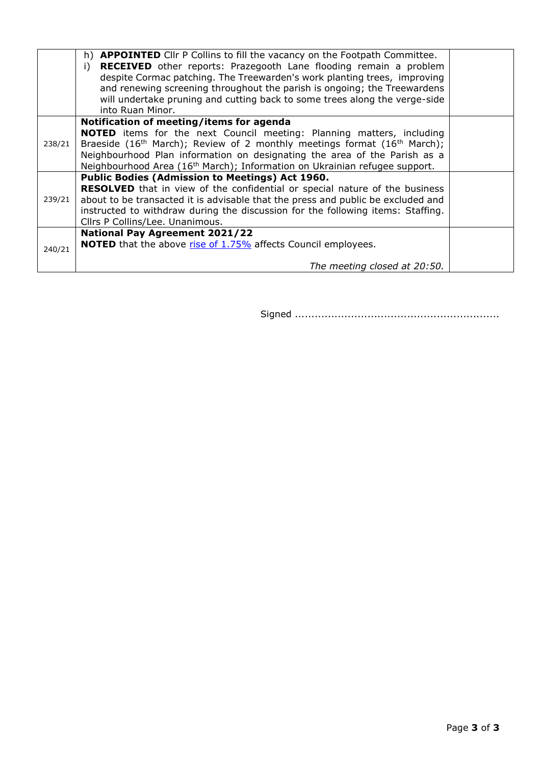| | | |
|---|---|---|
| | h) **APPOINTED** Cllr P Collins to fill the vacancy on the Footpath Committee.<br>i) **RECEIVED** other reports: Prazegooth Lane flooding remain a problem despite Cormac patching. The Treewarden's work planting trees, improving and renewing screening throughout the parish is ongoing; the Treewardens will undertake pruning and cutting back to some trees along the verge-side into Ruan Minor. | |
| 238/21 | **Notification of meeting/items for agenda**<br>**NOTED** items for the next Council meeting: Planning matters, including Braeside (16th March); Review of 2 monthly meetings format (16th March); Neighbourhood Plan information on designating the area of the Parish as a Neighbourhood Area (16th March); Information on Ukrainian refugee support. | |
| 239/21 | **Public Bodies (Admission to Meetings) Act 1960.**<br>**RESOLVED** that in view of the confidential or special nature of the business about to be transacted it is advisable that the press and public be excluded and instructed to withdraw during the discussion for the following items: Staffing. Cllrs P Collins/Lee. Unanimous. | |
| 240/21 | **National Pay Agreement 2021/22**<br>**NOTED** that the above rise of 1.75% affects Council employees.<br><br>*The meeting closed at 20:50.* | |

Signed .............................................................